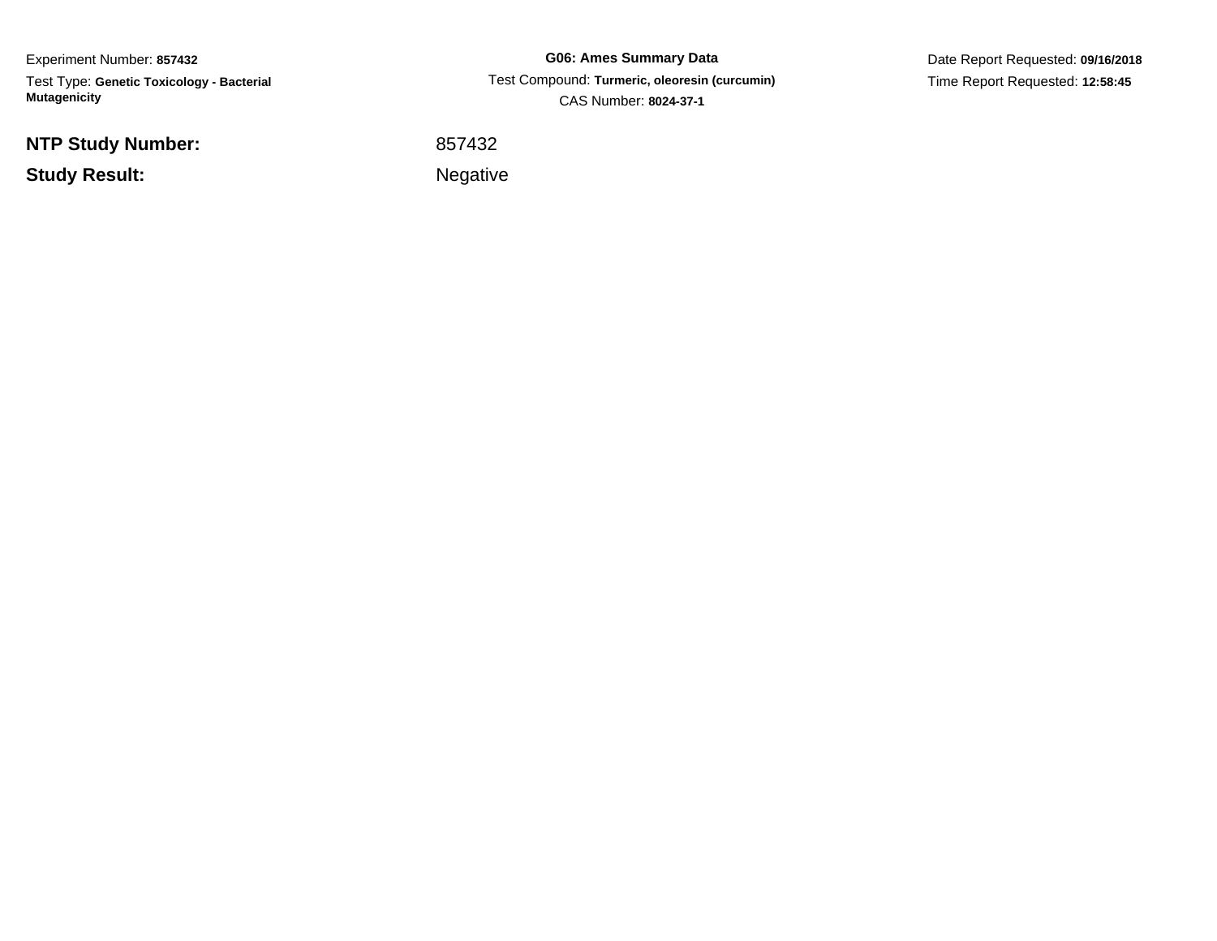Experiment Number: **857432**

Test Type: **Genetic Toxicology - Bacterial Mutagenicity**

**G06: Ames Summary Data**

Test Compound: **Turmeric, oleoresin (curcumin)**

CAS Number: **8024-37-1**

Date Report Requested: **09/16/2018**

Time Report Requested: **12:58:45**

| | |
|---|---|
| **NTP Study Number:** | 857432 |
| **Study Result:** | Negative |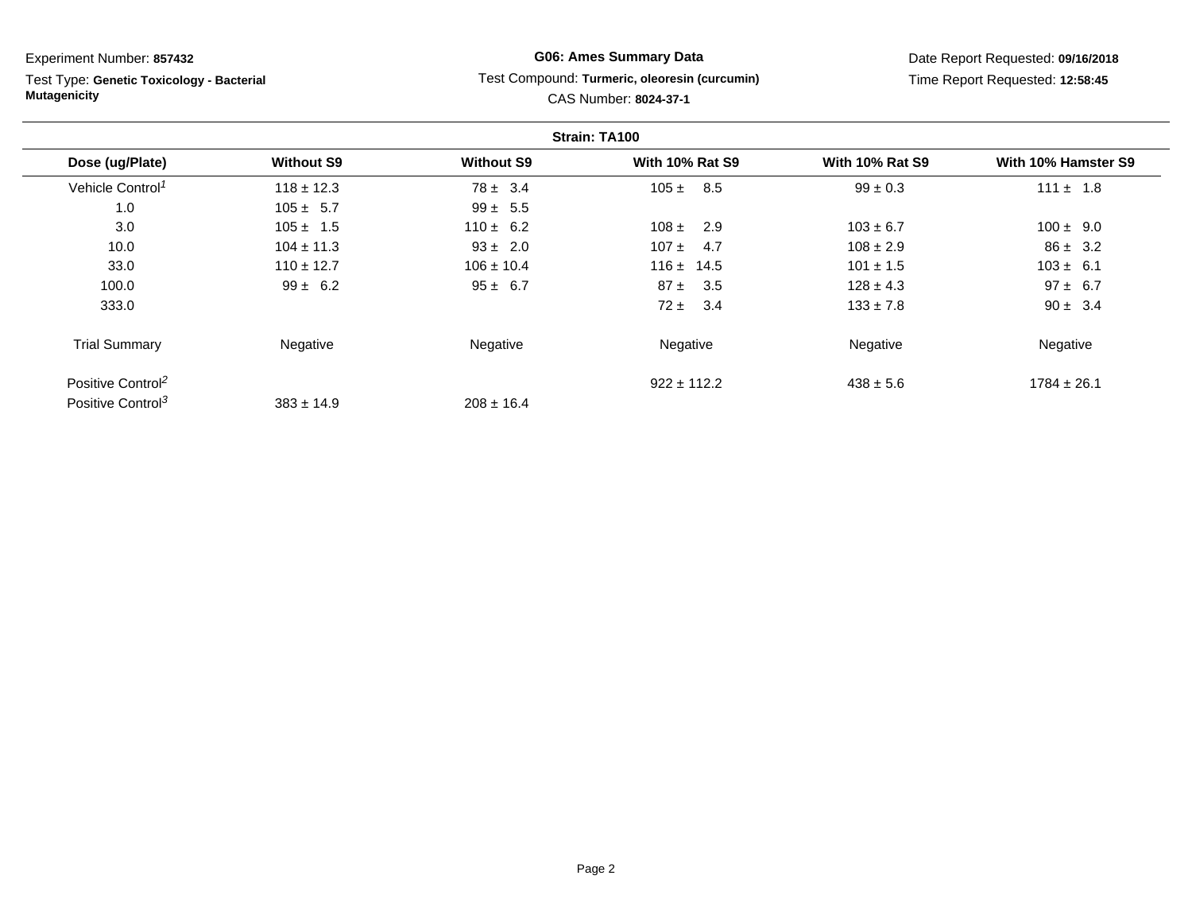Experiment Number: **857432**

Test Type: **Genetic Toxicology - Bacterial Mutagenicity**

**G06: Ames Summary Data**

Test Compound: **Turmeric, oleoresin (curcumin)**

CAS Number: **8024-37-1**

Date Report Requested: **09/16/2018**

Time Report Requested: **12:58:45**

**Strain: TA100**

| Dose (ug/Plate) | Without S9 | Without S9 | With 10% Rat S9 | With 10% Rat S9 | With 10% Hamster S9 |
|---|---|---|---|---|---|
| Vehicle Control[1] | 118 ± 12.3 | 78 ± 3.4 | 105 ± 8.5 | 99 ± 0.3 | 111 ± 1.8 |
| 1.0 | 105 ± 5.7 | 99 ± 5.5 | | | |
| 3.0 | 105 ± 1.5 | 110 ± 6.2 | 108 ± 2.9 | 103 ± 6.7 | 100 ± 9.0 |
| 10.0 | 104 ± 11.3 | 93 ± 2.0 | 107 ± 4.7 | 108 ± 2.9 | 86 ± 3.2 |
| 33.0 | 110 ± 12.7 | 106 ± 10.4 | 116 ± 14.5 | 101 ± 1.5 | 103 ± 6.1 |
| 100.0 | 99 ± 6.2 | 95 ± 6.7 | 87 ± 3.5 | 128 ± 4.3 | 97 ± 6.7 |
| 333.0 | | | 72 ± 3.4 | 133 ± 7.8 | 90 ± 3.4 |
| Trial Summary | Negative | Negative | Negative | Negative | Negative |
| Positive Control[2] | | | 922 ± 112.2 | 438 ± 5.6 | 1784 ± 26.1 |
| Positive Control[3] | 383 ± 14.9 | 208 ± 16.4 | | | |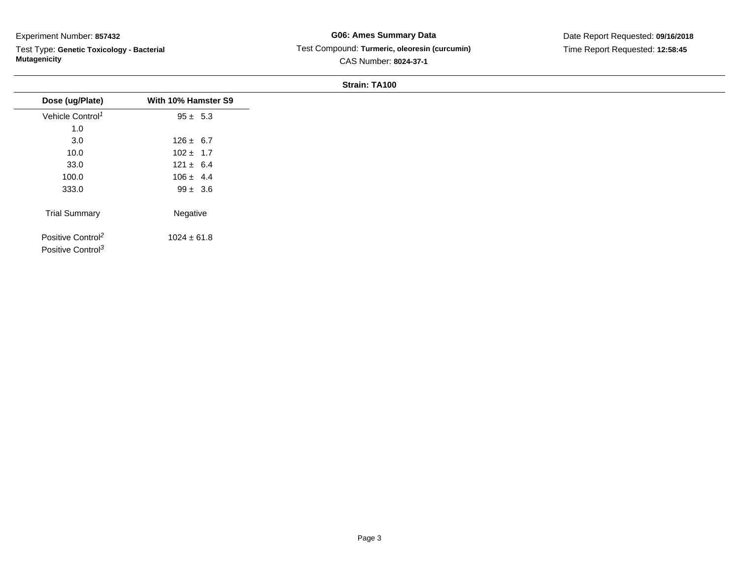Experiment Number: **857432**

Test Type: **Genetic Toxicology - Bacterial Mutagenicity**

**G06: Ames Summary Data**

Test Compound: **Turmeric, oleoresin (curcumin)**

CAS Number: **8024-37-1**

Date Report Requested: **09/16/2018**

Time Report Requested: **12:58:45**

**Strain: TA100**

| Dose (ug/Plate) | With 10% Hamster S9 |
|---|---|
| Vehicle Control[1] | 95 ± 5.3 |
| 1.0 | |
| 3.0 | 126 ± 6.7 |
| 10.0 | 102 ± 1.7 |
| 33.0 | 121 ± 6.4 |
| 100.0 | 106 ± 4.4 |
| 333.0 | 99 ± 3.6 |
| Trial Summary | Negative |
| Positive Control[2] | 1024 ± 61.8 |
| Positive Control[3] | |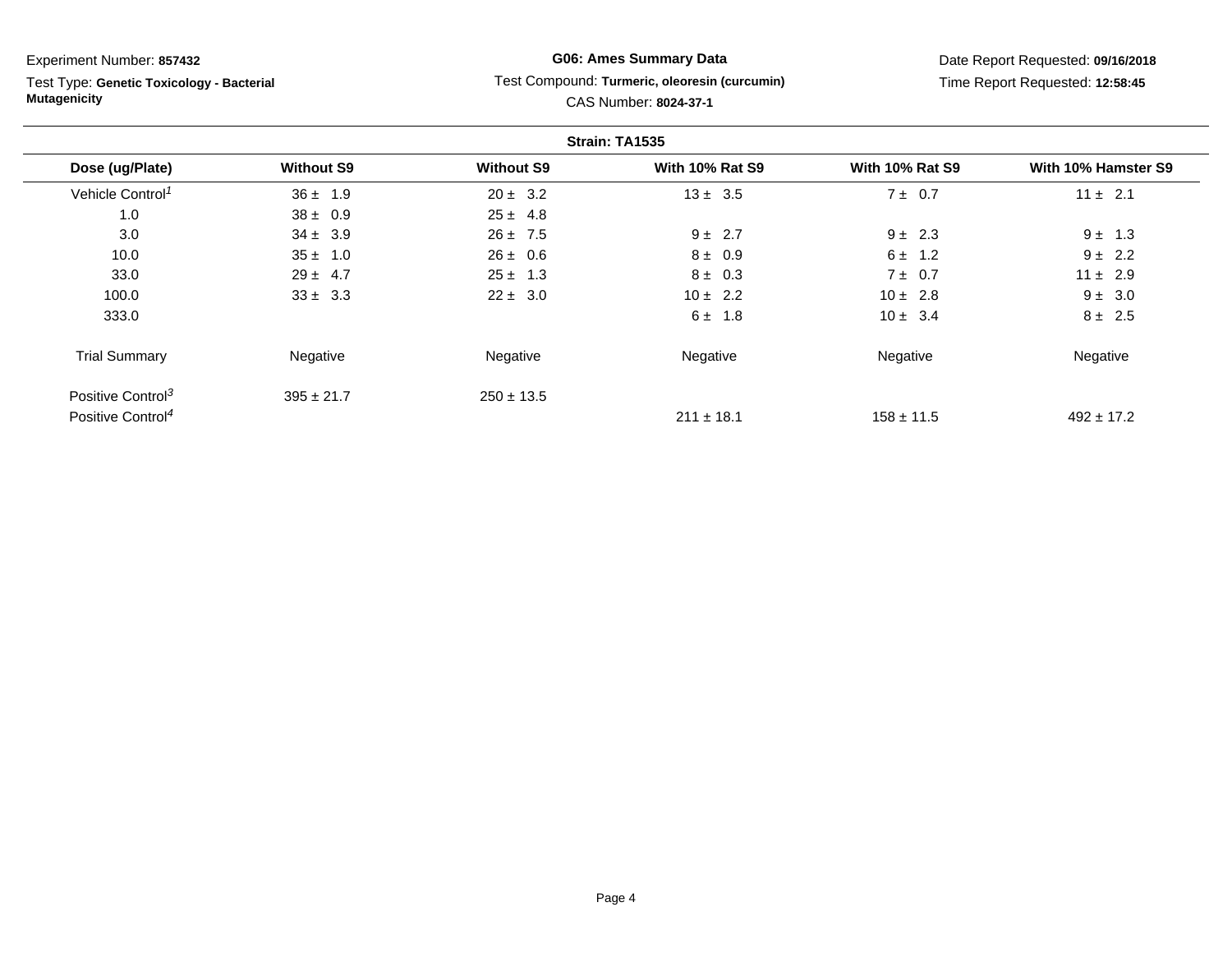Experiment Number: **857432**

Test Type: **Genetic Toxicology - Bacterial Mutagenicity**

**G06: Ames Summary Data**

Test Compound: **Turmeric, oleoresin (curcumin)**

CAS Number: **8024-37-1**

Date Report Requested: **09/16/2018**

Time Report Requested: **12:58:45**

**Strain: TA1535**

| Dose (ug/Plate) | Without S9 | Without S9 | With 10% Rat S9 | With 10% Rat S9 | With 10% Hamster S9 |
|---|---|---|---|---|---|
| Vehicle Control[1] | 36 ± 1.9 | 20 ± 3.2 | 13 ± 3.5 | 7 ± 0.7 | 11 ± 2.1 |
| 1.0 | 38 ± 0.9 | 25 ± 4.8 | | | |
| 3.0 | 34 ± 3.9 | 26 ± 7.5 | 9 ± 2.7 | 9 ± 2.3 | 9 ± 1.3 |
| 10.0 | 35 ± 1.0 | 26 ± 0.6 | 8 ± 0.9 | 6 ± 1.2 | 9 ± 2.2 |
| 33.0 | 29 ± 4.7 | 25 ± 1.3 | 8 ± 0.3 | 7 ± 0.7 | 11 ± 2.9 |
| 100.0 | 33 ± 3.3 | 22 ± 3.0 | 10 ± 2.2 | 10 ± 2.8 | 9 ± 3.0 |
| 333.0 | | | 6 ± 1.8 | 10 ± 3.4 | 8 ± 2.5 |
| Trial Summary | Negative | Negative | Negative | Negative | Negative |
| Positive Control[3] | 395 ± 21.7 | 250 ± 13.5 | | | |
| Positive Control[4] | | | 211 ± 18.1 | 158 ± 11.5 | 492 ± 17.2 |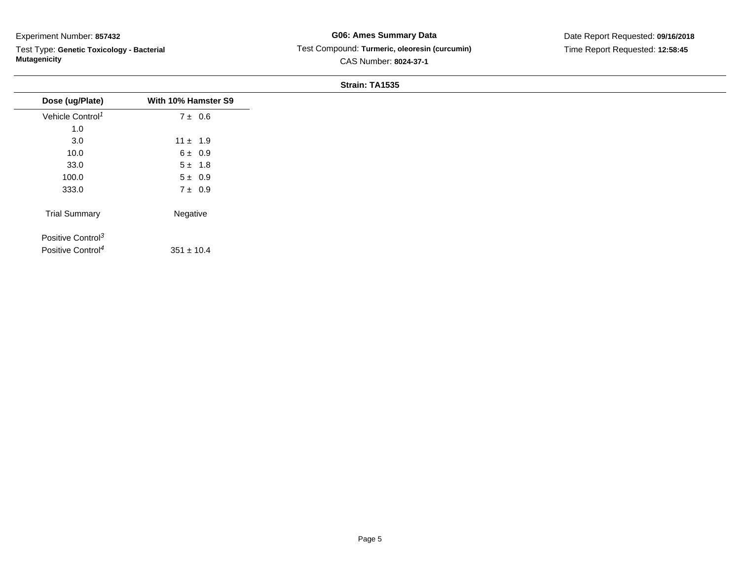Experiment Number: **857432**

Test Type: **Genetic Toxicology - Bacterial Mutagenicity**

**G06: Ames Summary Data**

Test Compound: **Turmeric, oleoresin (curcumin)**

CAS Number: **8024-37-1**

Date Report Requested: **09/16/2018**

Time Report Requested: **12:58:45**

**Strain: TA1535**

| Dose (ug/Plate) | With 10% Hamster S9 |
|---|---|
| Vehicle Control[1] | 7 ± 0.6 |
| 1.0 | |
| 3.0 | 11 ± 1.9 |
| 10.0 | 6 ± 0.9 |
| 33.0 | 5 ± 1.8 |
| 100.0 | 5 ± 0.9 |
| 333.0 | 7 ± 0.9 |
| Trial Summary | Negative |
| Positive Control[3] | |
| Positive Control[4] | 351 ± 10.4 |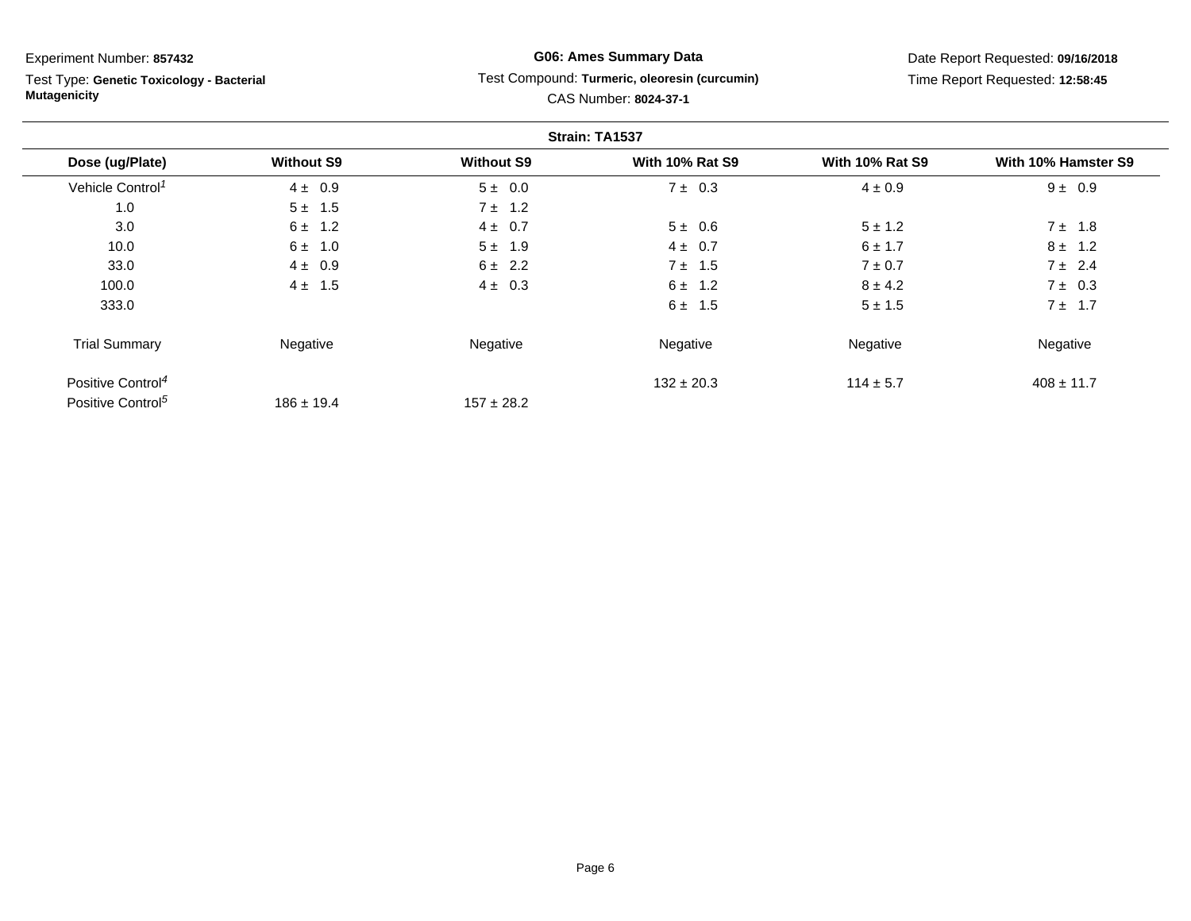Experiment Number: **857432**

Test Type: **Genetic Toxicology - Bacterial Mutagenicity**

**G06: Ames Summary Data**

Test Compound: **Turmeric, oleoresin (curcumin)**

CAS Number: **8024-37-1**

Date Report Requested: **09/16/2018**

Time Report Requested: **12:58:45**

**Strain: TA1537**

| Dose (ug/Plate) | Without S9 | Without S9 | With 10% Rat S9 | With 10% Rat S9 | With 10% Hamster S9 |
|---|---|---|---|---|---|
| Vehicle Control[1] | 4 ± 0.9 | 5 ± 0.0 | 7 ± 0.3 | 4 ± 0.9 | 9 ± 0.9 |
| 1.0 | 5 ± 1.5 | 7 ± 1.2 | | | |
| 3.0 | 6 ± 1.2 | 4 ± 0.7 | 5 ± 0.6 | 5 ± 1.2 | 7 ± 1.8 |
| 10.0 | 6 ± 1.0 | 5 ± 1.9 | 4 ± 0.7 | 6 ± 1.7 | 8 ± 1.2 |
| 33.0 | 4 ± 0.9 | 6 ± 2.2 | 7 ± 1.5 | 7 ± 0.7 | 7 ± 2.4 |
| 100.0 | 4 ± 1.5 | 4 ± 0.3 | 6 ± 1.2 | 8 ± 4.2 | 7 ± 0.3 |
| 333.0 | | | 6 ± 1.5 | 5 ± 1.5 | 7 ± 1.7 |
| Trial Summary | Negative | Negative | Negative | Negative | Negative |
| Positive Control[4] | | | 132 ± 20.3 | 114 ± 5.7 | 408 ± 11.7 |
| Positive Control[5] | 186 ± 19.4 | 157 ± 28.2 | | | |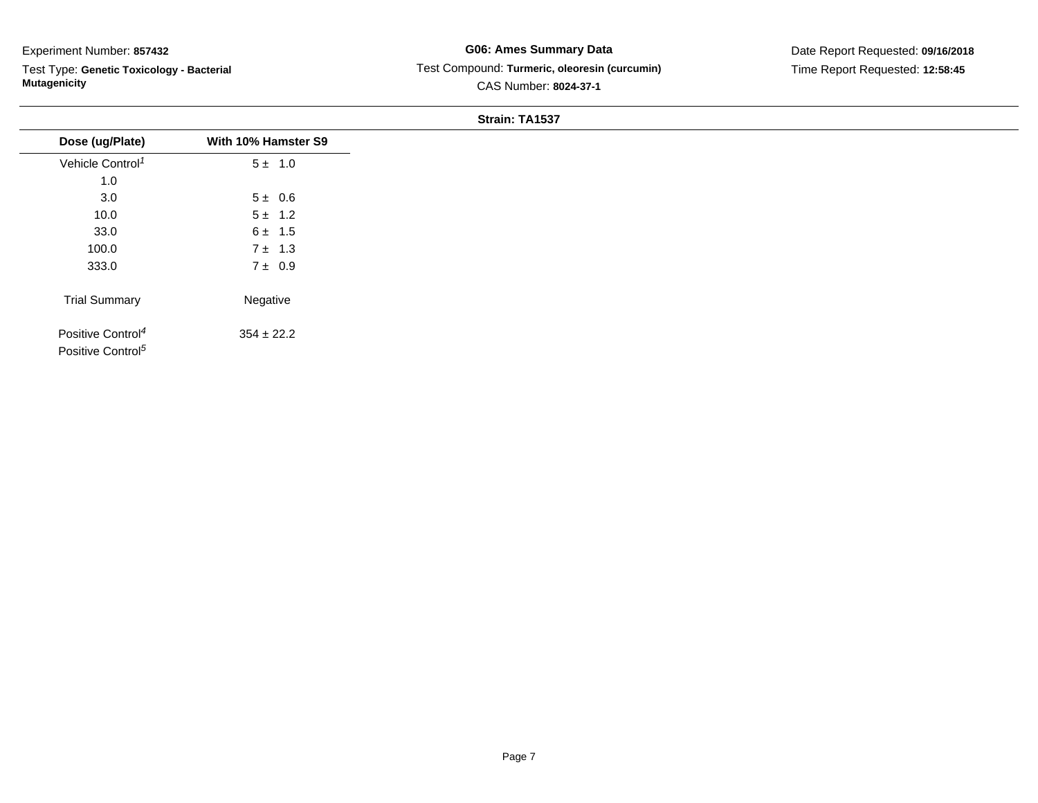Experiment Number: **857432**

Test Type: **Genetic Toxicology - Bacterial Mutagenicity**

**G06: Ames Summary Data**

Test Compound: **Turmeric, oleoresin (curcumin)**

CAS Number: **8024-37-1**

Date Report Requested: **09/16/2018**

Time Report Requested: **12:58:45**

**Strain: TA1537**

| Dose (ug/Plate) | With 10% Hamster S9 |
|---|---|
| Vehicle Control[1] | 5 ± 1.0 |
| 1.0 | |
| 3.0 | 5 ± 0.6 |
| 10.0 | 5 ± 1.2 |
| 33.0 | 6 ± 1.5 |
| 100.0 | 7 ± 1.3 |
| 333.0 | 7 ± 0.9 |
| Trial Summary | Negative |
| Positive Control[4] | 354 ± 22.2 |
| Positive Control[5] | |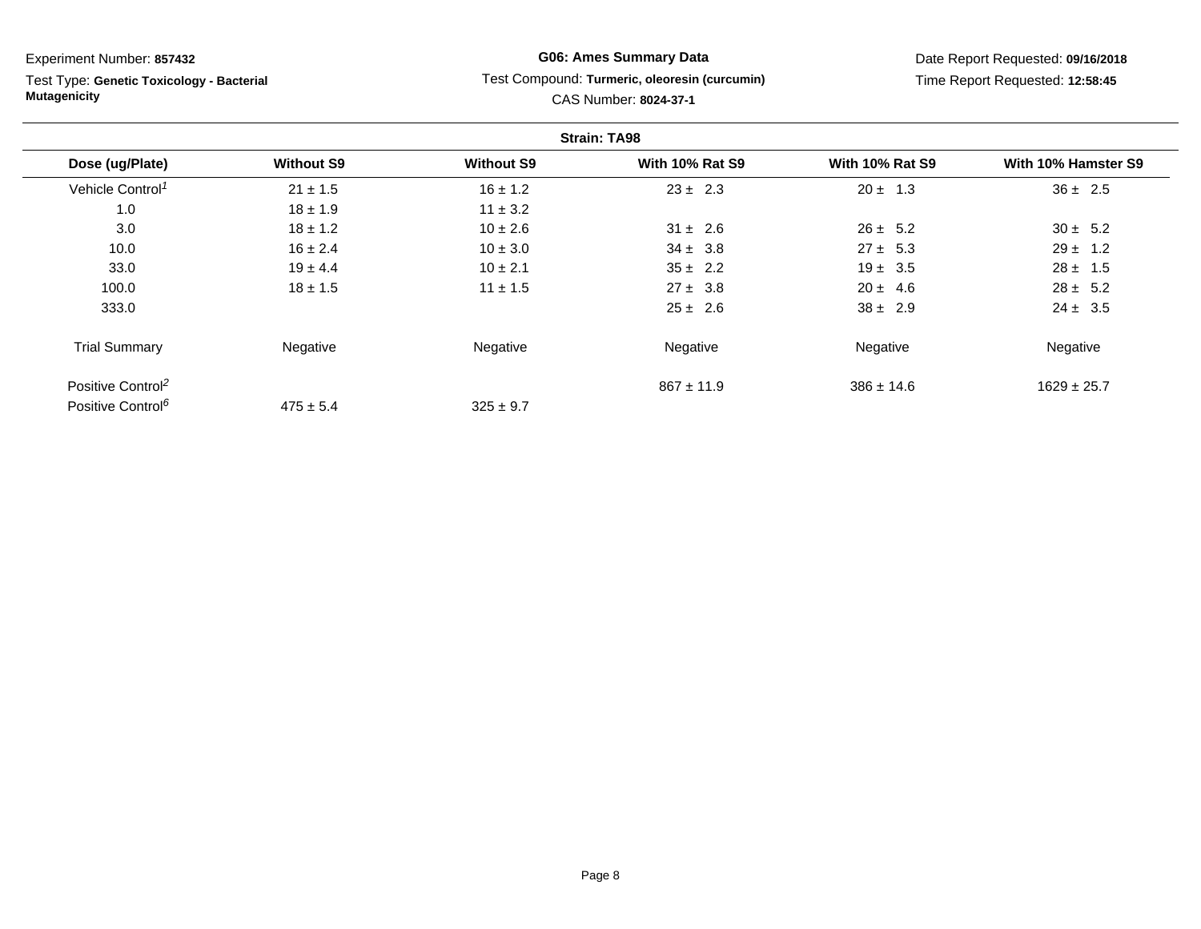Experiment Number: **857432**

Test Type: **Genetic Toxicology - Bacterial Mutagenicity**

**G06: Ames Summary Data**

Test Compound: **Turmeric, oleoresin (curcumin)**

CAS Number: **8024-37-1**

Date Report Requested: **09/16/2018**

Time Report Requested: **12:58:45**

**Strain: TA98**

| Dose (ug/Plate) | Without S9 | Without S9 | With 10% Rat S9 | With 10% Rat S9 | With 10% Hamster S9 |
|---|---|---|---|---|---|
| Vehicle Control[1] | 21 ± 1.5 | 16 ± 1.2 | 23 ± 2.3 | 20 ± 1.3 | 36 ± 2.5 |
| 1.0 | 18 ± 1.9 | 11 ± 3.2 | | | |
| 3.0 | 18 ± 1.2 | 10 ± 2.6 | 31 ± 2.6 | 26 ± 5.2 | 30 ± 5.2 |
| 10.0 | 16 ± 2.4 | 10 ± 3.0 | 34 ± 3.8 | 27 ± 5.3 | 29 ± 1.2 |
| 33.0 | 19 ± 4.4 | 10 ± 2.1 | 35 ± 2.2 | 19 ± 3.5 | 28 ± 1.5 |
| 100.0 | 18 ± 1.5 | 11 ± 1.5 | 27 ± 3.8 | 20 ± 4.6 | 28 ± 5.2 |
| 333.0 | | | 25 ± 2.6 | 38 ± 2.9 | 24 ± 3.5 |
| Trial Summary | Negative | Negative | Negative | Negative | Negative |
| Positive Control[2] | | | 867 ± 11.9 | 386 ± 14.6 | 1629 ± 25.7 |
| Positive Control[6] | 475 ± 5.4 | 325 ± 9.7 | | | |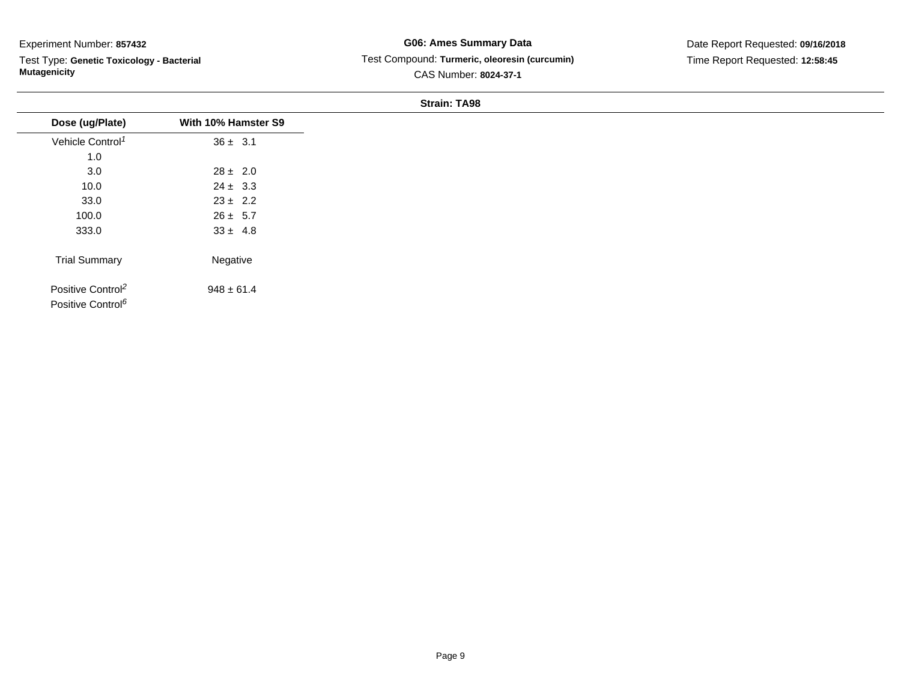Experiment Number: **857432**

Test Type: **Genetic Toxicology - Bacterial Mutagenicity**

**G06: Ames Summary Data**

Test Compound: **Turmeric, oleoresin (curcumin)**

CAS Number: **8024-37-1**

Date Report Requested: **09/16/2018**

Time Report Requested: **12:58:45**

**Strain: TA98**

| Dose (ug/Plate) | With 10% Hamster S9 |
|---|---|
| Vehicle Control[1] | 36 ± 3.1 |
| 1.0 | |
| 3.0 | 28 ± 2.0 |
| 10.0 | 24 ± 3.3 |
| 33.0 | 23 ± 2.2 |
| 100.0 | 26 ± 5.7 |
| 333.0 | 33 ± 4.8 |
| Trial Summary | Negative |
| Positive Control[2] | 948 ± 61.4 |
| Positive Control[6] | |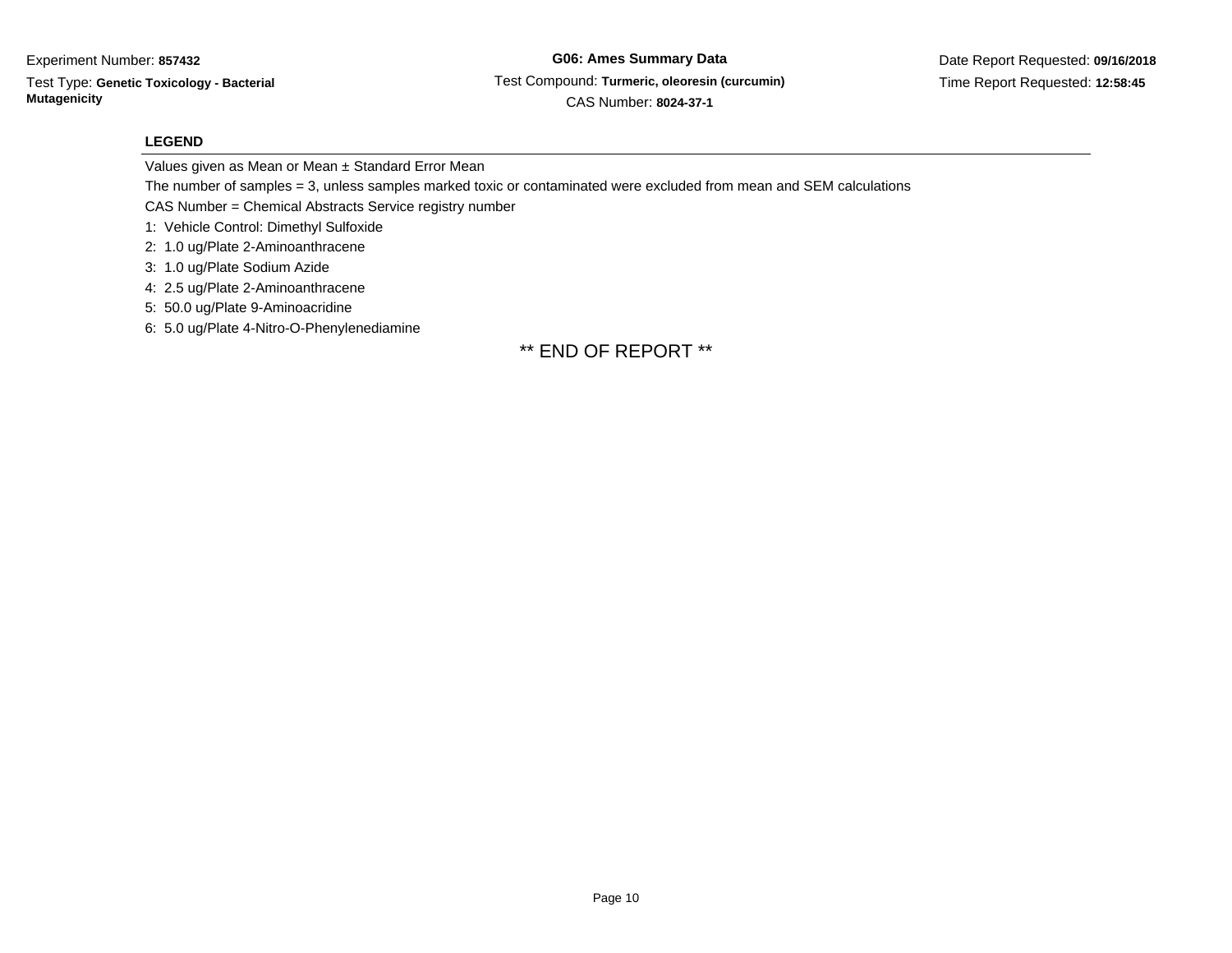Experiment Number: **857432**

Test Type: **Genetic Toxicology - Bacterial Mutagenicity**

**G06: Ames Summary Data**

Test Compound: **Turmeric, oleoresin (curcumin)**

CAS Number: **8024-37-1**

Date Report Requested: **09/16/2018**

Time Report Requested: **12:58:45**

**LEGEND**

Values given as Mean or Mean ± Standard Error Mean

The number of samples = 3, unless samples marked toxic or contaminated were excluded from mean and SEM calculations

CAS Number = Chemical Abstracts Service registry number

1: Vehicle Control: Dimethyl Sulfoxide

2: 1.0 ug/Plate 2-Aminoanthracene

3: 1.0 ug/Plate Sodium Azide

4: 2.5 ug/Plate 2-Aminoanthracene

5: 50.0 ug/Plate 9-Aminoacridine

6: 5.0 ug/Plate 4-Nitro-O-Phenylenediamine

** END OF REPORT **